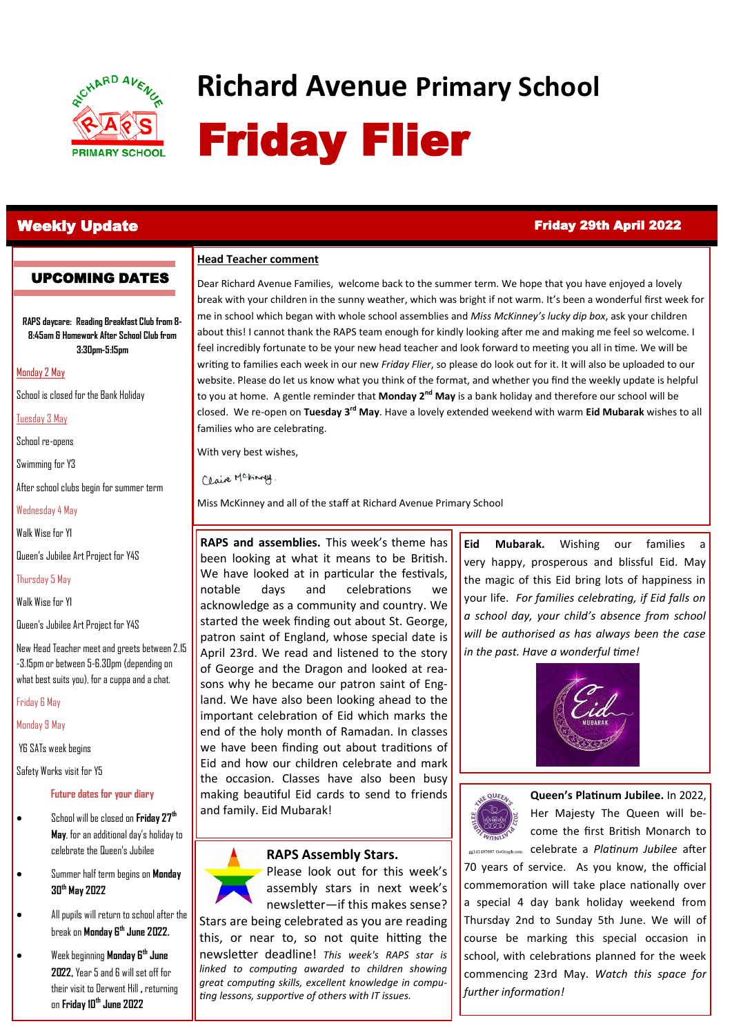# Richard Avenue Primary School

# Friday Flier

## Weekly Update

**Friday 29th April 2022**

## UPCOMING DATES

**RAPS daycare: Reading Breakfast Club from 8-8:45am & Homework After School Club from 3:30pm-5:15pm**

Monday 2 May

School is closed for the Bank Holiday

Tuesday 3 May

School re-opens

Swimming for Y3

After school clubs begin for summer term

Wednesday 4 May

Walk Wise for Y1

Queen's Jubilee Art Project for Y4S

Thursday 5 May

Walk Wise for Y1

Queen's Jubilee Art Project for Y4S

New Head Teacher meet and greets between 2.15-3.15pm or between 5-6.30pm (depending on what best suits you), for a cuppa and a chat.

Friday 6 May

Monday 9 May

Y6 SATs week begins

Safety Works visit for Y5

**Future dates for your diary**

- School will be closed on **Friday 27th May**, for an additional day's holiday to celebrate the Queen's Jubilee
- Summer half term begins on **Monday 30th May 2022**
- All pupils will return to school after the break on **Monday 6th June 2022.**
- Week beginning **Monday 6th June 2022**, Year 5 and 6 will set off for their visit to Derwent Hill , returning on **Friday 10th June 2022**

## Head Teacher comment

Dear Richard Avenue Families, welcome back to the summer term. We hope that you have enjoyed a lovely break with your children in the sunny weather, which was bright if not warm. It's been a wonderful first week for me in school which began with whole school assemblies and *Miss McKinney's lucky dip box*, ask your children about this! I cannot thank the RAPS team enough for kindly looking after me and making me feel so welcome. I feel incredibly fortunate to be your new head teacher and look forward to meeting you all in time. We will be writing to families each week in our new *Friday Flier*, so please do look out for it. It will also be uploaded to our website. Please do let us know what you think of the format, and whether you find the weekly update is helpful to you at home. A gentle reminder that **Monday 2nd May** is a bank holiday and therefore our school will be closed. We re-open on **Tuesday 3rd May**. Have a lovely extended weekend with warm **Eid Mubarak** wishes to all families who are celebrating.

With very best wishes,

Claire McKinney

Miss McKinney and all of the staff at Richard Avenue Primary School

**RAPS and assemblies.** This week's theme has been looking at what it means to be British. We have looked at in particular the festivals, notable days and celebrations we acknowledge as a community and country. We started the week finding out about St. George, patron saint of England, whose special date is April 23rd. We read and listened to the story of George and the Dragon and looked at reasons why he became our patron saint of England. We have also been looking ahead to the important celebration of Eid which marks the end of the holy month of Ramadan. In classes we have been finding out about traditions of Eid and how our children celebrate and mark the occasion. Classes have also been busy making beautiful Eid cards to send to friends and family. Eid Mubarak!

**Eid Mubarak.** Wishing our families a very happy, prosperous and blissful Eid. May the magic of this Eid bring lots of happiness in your life. *For families celebrating, if Eid falls on a school day, your child's absence from school will be authorised as has always been the case in the past. Have a wonderful time!*

### RAPS Assembly Stars.

Please look out for this week's assembly stars in next week's newsletter—if this makes sense? Stars are being celebrated as you are reading this, or near to, so not quite hitting the newsletter deadline! *This week's RAPS star is linked to computing awarded to children showing great computing skills, excellent knowledge in computing lessons, supportive of others with IT issues.*

**Queen's Platinum Jubilee.** In 2022, Her Majesty The Queen will become the first British Monarch to celebrate a *Platinum Jubilee* after 70 years of service. As you know, the official commemoration will take place nationally over a special 4 day bank holiday weekend from Thursday 2nd to Sunday 5th June. We will of course be marking this special occasion in school, with celebrations planned for the week commencing 23rd May. *Watch this space for further information!*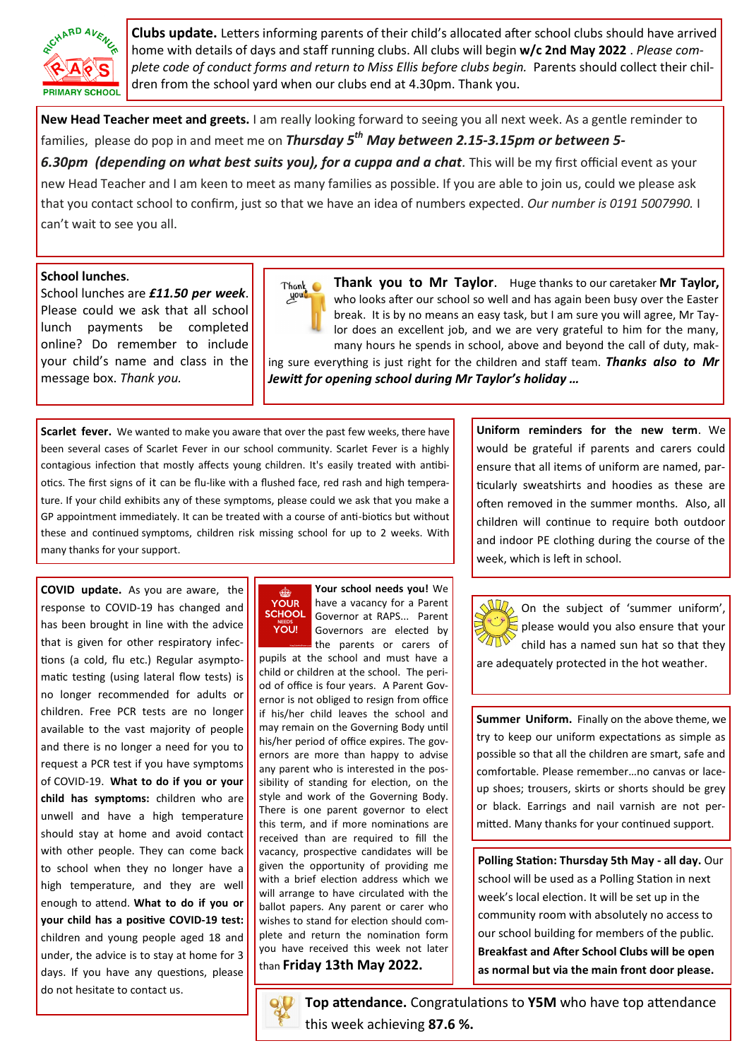**Clubs update.** Letters informing parents of their child's allocated after school clubs should have arrived home with details of days and staff running clubs. All clubs will begin **w/c 2nd May 2022** . *Please complete code of conduct forms and return to Miss Ellis before clubs begin.* Parents should collect their children from the school yard when our clubs end at 4.30pm. Thank you.

**New Head Teacher meet and greets.** I am really looking forward to seeing you all next week. As a gentle reminder to families, please do pop in and meet me on ***Thursday 5th May between 2.15-3.15pm or between 5-6.30pm (depending on what best suits you), for a cuppa and a chat***. This will be my first official event as your new Head Teacher and I am keen to meet as many families as possible. If you are able to join us, could we please ask that you contact school to confirm, just so that we have an idea of numbers expected. *Our number is 0191 5007990.* I can't wait to see you all.

**School lunches.**
School lunches are ***£11.50 per week***. Please could we ask that all school lunch payments be completed online? Do remember to include your child's name and class in the message box. *Thank you.*

**Thank you to Mr Taylor.** Huge thanks to our caretaker **Mr Taylor,** who looks after our school so well and has again been busy over the Easter break. It is by no means an easy task, but I am sure you will agree, Mr Taylor does an excellent job, and we are very grateful to him for the many, many hours he spends in school, above and beyond the call of duty, making sure everything is just right for the children and staff team. ***Thanks also to Mr Jewitt for opening school during Mr Taylor's holiday …***

**Scarlet fever.** We wanted to make you aware that over the past few weeks, there have been several cases of Scarlet Fever in our school community. Scarlet Fever is a highly contagious infection that mostly affects young children. It's easily treated with antibiotics. The first signs of it can be flu-like with a flushed face, red rash and high temperature. If your child exhibits any of these symptoms, please could we ask that you make a GP appointment immediately. It can be treated with a course of anti-biotics but without these and continued symptoms, children risk missing school for up to 2 weeks. With many thanks for your support.

**Uniform reminders for the new term**. We would be grateful if parents and carers could ensure that all items of uniform are named, particularly sweatshirts and hoodies as these are often removed in the summer months. Also, all children will continue to require both outdoor and indoor PE clothing during the course of the week, which is left in school.

**COVID update.** As you are aware, the response to COVID-19 has changed and has been brought in line with the advice that is given for other respiratory infections (a cold, flu etc.) Regular asymptomatic testing (using lateral flow tests) is no longer recommended for adults or children. Free PCR tests are no longer available to the vast majority of people and there is no longer a need for you to request a PCR test if you have symptoms of COVID-19. **What to do if you or your child has symptoms:** children who are unwell and have a high temperature should stay at home and avoid contact with other people. They can come back to school when they no longer have a high temperature, and they are well enough to attend. **What to do if you or your child has a positive COVID-19 test:** children and young people aged 18 and under, the advice is to stay at home for 3 days. If you have any questions, please do not hesitate to contact us.

**Your school needs you!** We have a vacancy for a Parent Governor at RAPS... Parent Governors are elected by the parents or carers of pupils at the school and must have a child or children at the school. The period of office is four years. A Parent Governor is not obliged to resign from office if his/her child leaves the school and may remain on the Governing Body until his/her period of office expires. The governors are more than happy to advise any parent who is interested in the possibility of standing for election, on the style and work of the Governing Body. There is one parent governor to elect this term, and if more nominations are received than are required to fill the vacancy, prospective candidates will be given the opportunity of providing me with a brief election address which we will arrange to have circulated with the ballot papers. Any parent or carer who wishes to stand for election should complete and return the nomination form you have received this week not later than **Friday 13th May 2022.**

On the subject of 'summer uniform', please would you also ensure that your child has a named sun hat so that they are adequately protected in the hot weather.

**Summer Uniform.** Finally on the above theme, we try to keep our uniform expectations as simple as possible so that all the children are smart, safe and comfortable. Please remember…no canvas or lace-up shoes; trousers, skirts or shorts should be grey or black. Earrings and nail varnish are not permitted. Many thanks for your continued support.

**Polling Station: Thursday 5th May - all day.** Our school will be used as a Polling Station in next week's local election. It will be set up in the community room with absolutely no access to our school building for members of the public. **Breakfast and After School Clubs will be open as normal but via the main front door please.**

**Top attendance.** Congratulations to **Y5M** who have top attendance this week achieving **87.6 %.**